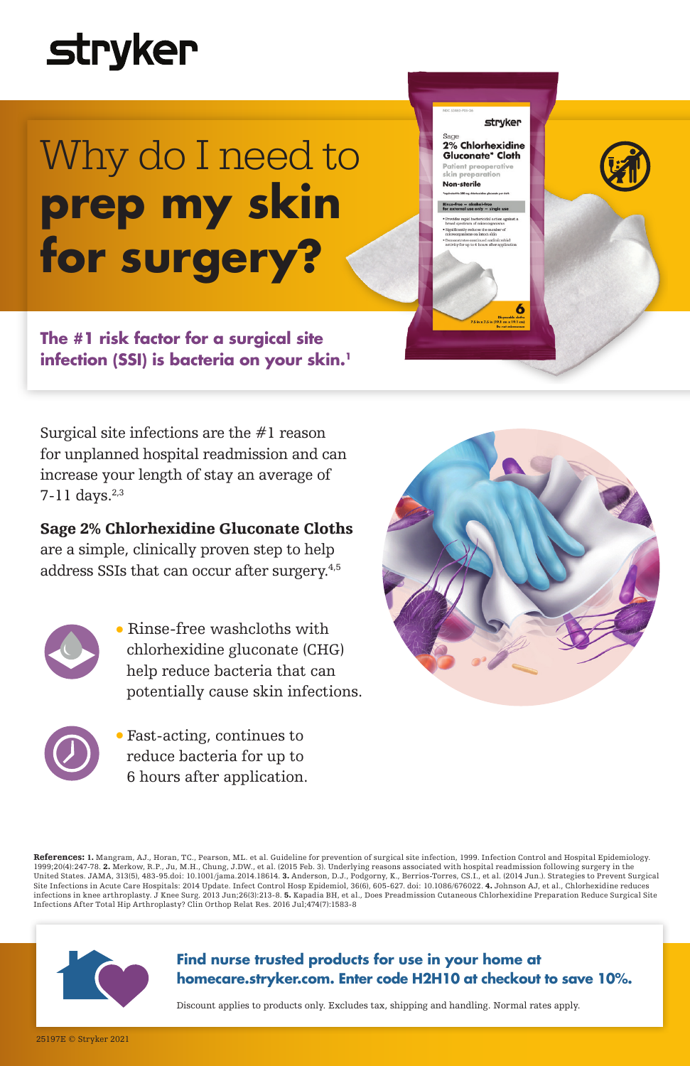stryker

# Why do I need to **prep my skin for surgery?**

**The #1 risk factor for a surgical site infection (SSI) is bacteria on your skin.[1]**

Surgical site infections are the #1 reason for unplanned hospital readmission and can increase your length of stay an average of 7-11 days.[2,3]

**Sage 2% Chlorhexidine Gluconate Cloths** are a simple, clinically proven step to help address SSIs that can occur after surgery.[4,5]

- Rinse-free washcloths with chlorhexidine gluconate (CHG) help reduce bacteria that can potentially cause skin infections.
- Fast-acting, continues to reduce bacteria for up to 6 hours after application.

**References: 1.** Mangram, AJ., Horan, TC., Pearson, ML. et al. Guideline for prevention of surgical site infection, 1999. Infection Control and Hospital Epidemiology. 1999;20(4):247-78. **2.** Merkow, R.P., Ju, M.H., Chung, J.DW., et al. (2015 Feb. 3). Underlying reasons associated with hospital readmission following surgery in the United States. JAMA, 313(5), 483-95.doi: 10.1001/jama.2014.18614. **3.** Anderson, D.J., Podgorny, K., Berrios-Torres, CS.I., et al. (2014 Jun.). Strategies to Prevent Surgical Site Infections in Acute Care Hospitals: 2014 Update. Infect Control Hosp Epidemiol, 36(6), 605-627. doi: 10.1086/676022. **4.** Johnson AJ, et al., Chlorhexidine reduces infections in knee arthroplasty. J Knee Surg. 2013 Jun;26(3):213-8. **5.** Kapadia BH, et al., Does Preadmission Cutaneous Chlorhexidine Preparation Reduce Surgical Site Infections After Total Hip Arthroplasty? Clin Orthop Relat Res. 2016 Jul;474(7):1583-8

**Find nurse trusted products for use in your home at homecare.stryker.com. Enter code H2H10 at checkout to save 10%.**

Discount applies to products only. Excludes tax, shipping and handling. Normal rates apply.

25197E © Stryker 2021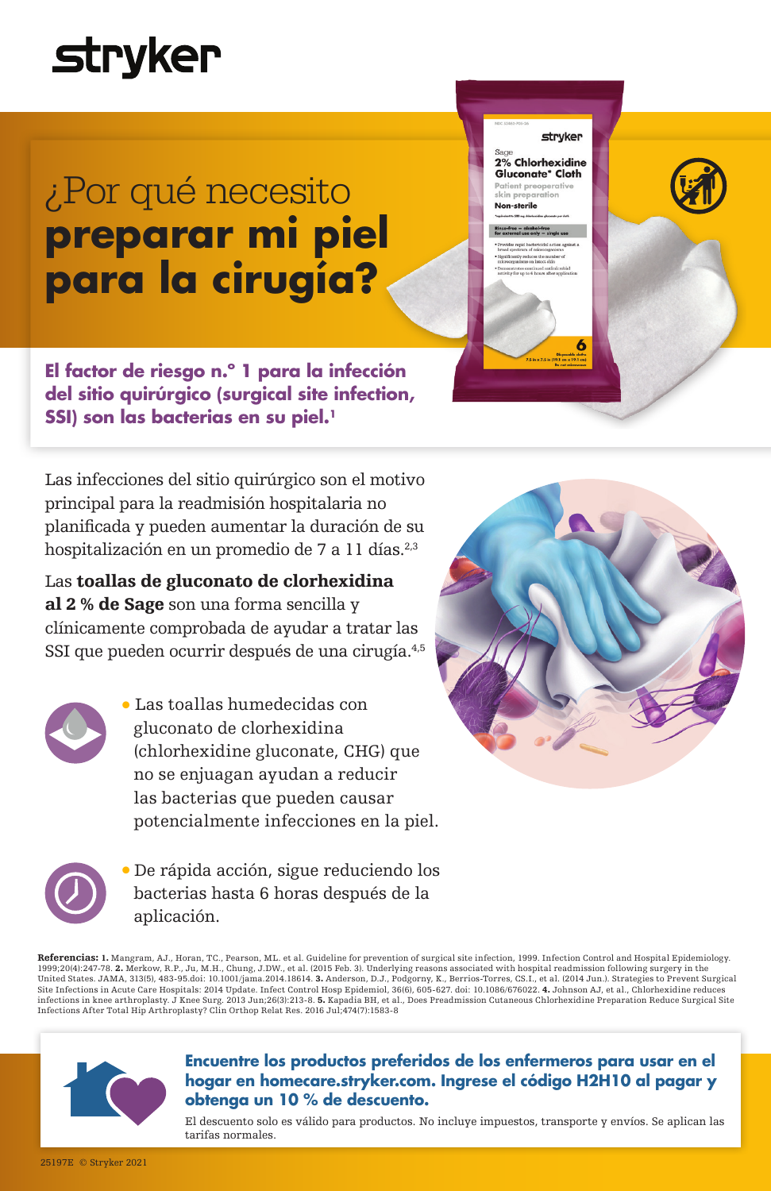stryker

# ¿Por qué necesito **preparar mi piel para la cirugía?**

**El factor de riesgo n.° 1 para la infección del sitio quirúrgico (surgical site infection, SSI) son las bacterias en su piel.[1]**

Las infecciones del sitio quirúrgico son el motivo principal para la readmisión hospitalaria no planificada y pueden aumentar la duración de su hospitalización en un promedio de 7 a 11 días.[2,3]

Las **toallas de gluconato de clorhexidina al 2 % de Sage** son una forma sencilla y clínicamente comprobada de ayudar a tratar las SSI que pueden ocurrir después de una cirugía.[4,5]

- Las toallas humedecidas con gluconato de clorhexidina (chlorhexidine gluconate, CHG) que no se enjuagan ayudan a reducir las bacterias que pueden causar potencialmente infecciones en la piel.
- De rápida acción, sigue reduciendo los bacterias hasta 6 horas después de la aplicación.

**Referencias: 1.** Mangram, AJ., Horan, TC., Pearson, ML. et al. Guideline for prevention of surgical site infection, 1999. Infection Control and Hospital Epidemiology. 1999;20(4):247-78. **2.** Merkow, R.P., Ju, M.H., Chung, J.DW., et al. (2015 Feb. 3). Underlying reasons associated with hospital readmission following surgery in the United States. JAMA, 313(5), 483-95.doi: 10.1001/jama.2014.18614. **3.** Anderson, D.J., Podgorny, K., Berrios-Torres, CS.I., et al. (2014 Jun.). Strategies to Prevent Surgical Site Infections in Acute Care Hospitals: 2014 Update. Infect Control Hosp Epidemiol, 36(6), 605-627. doi: 10.1086/676022. **4.** Johnson AJ, et al., Chlorhexidine reduces infections in knee arthroplasty. J Knee Surg. 2013 Jun;26(3):213-8. **5.** Kapadia BH, et al., Does Preadmission Cutaneous Chlorhexidine Preparation Reduce Surgical Site Infections After Total Hip Arthroplasty? Clin Orthop Relat Res. 2016 Jul;474(7):1583-8

**Encuentre los productos preferidos de los enfermeros para usar en el hogar en homecare.stryker.com. Ingrese el código H2H10 al pagar y obtenga un 10 % de descuento.**

El descuento solo es válido para productos. No incluye impuestos, transporte y envíos. Se aplican las tarifas normales.

25197E © Stryker 2021